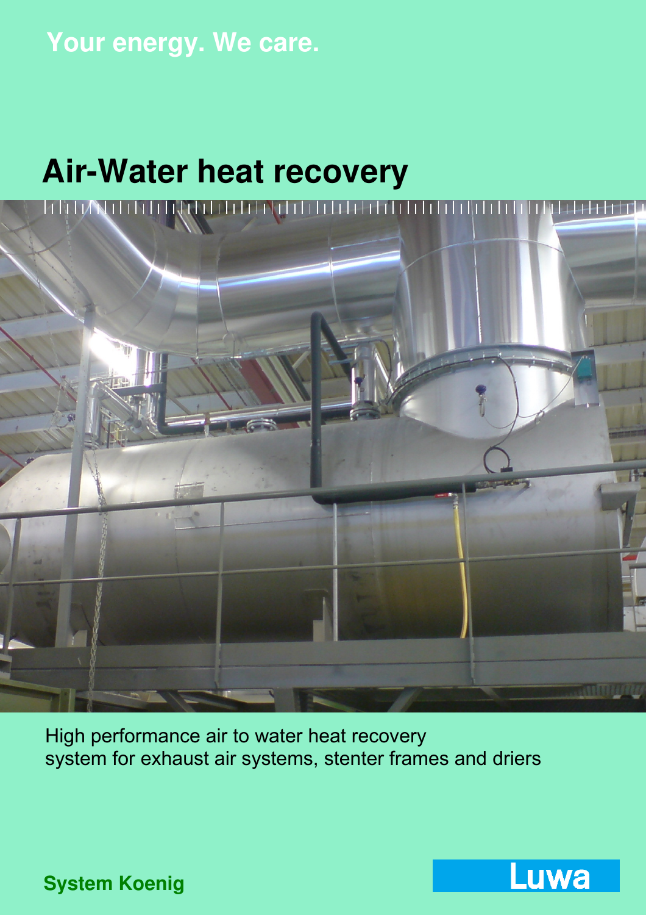Your energy. We care.

# Air-Water heat recovery

High performance air to water heat recovery
system for exhaust air systems, stenter frames and driers

**System Koenig**

Luwa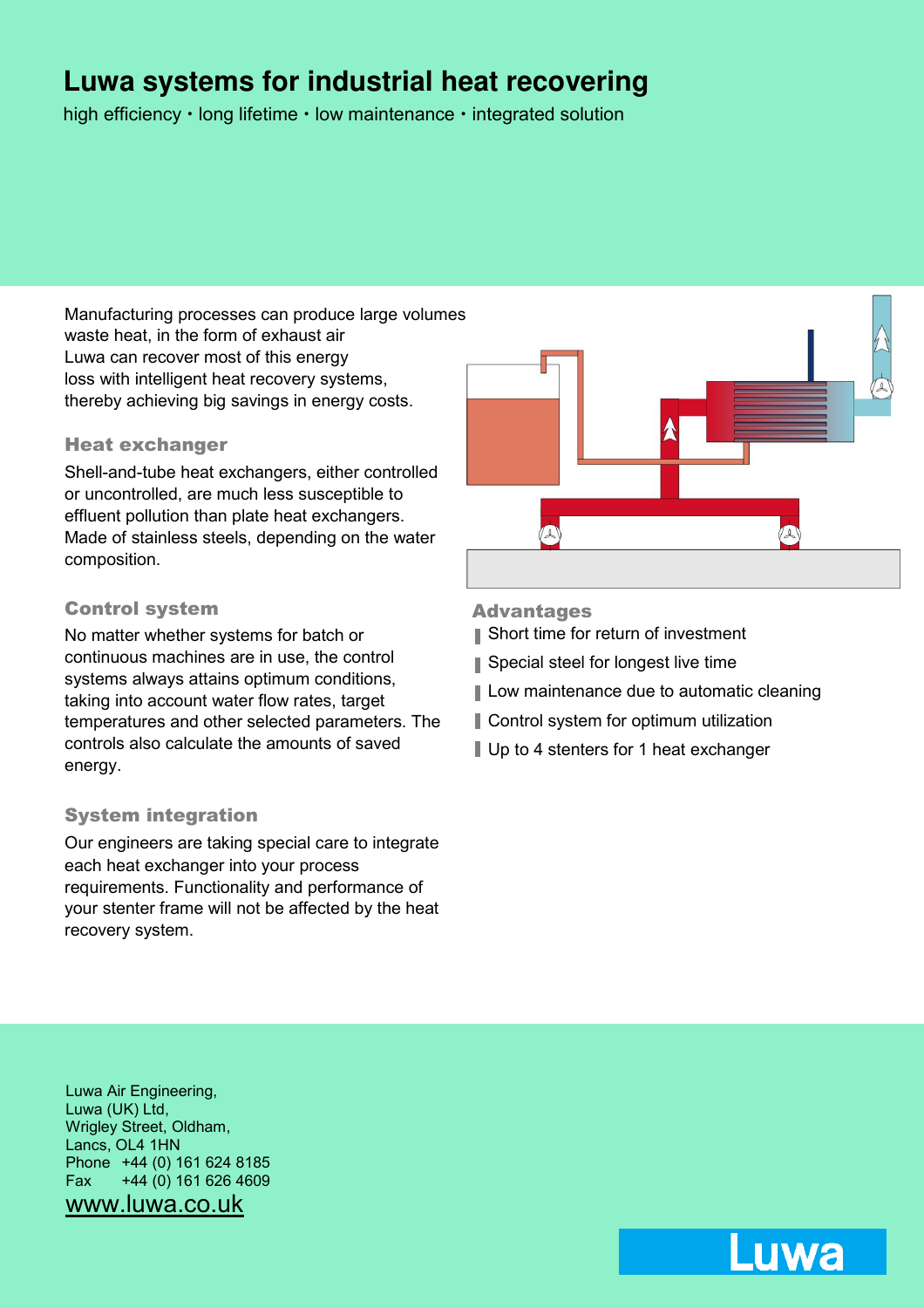# Luwa systems for industrial heat recovering

high efficiency • long lifetime • low maintenance • integrated solution

Manufacturing processes can produce large volumes waste heat, in the form of exhaust air Luwa can recover most of this energy loss with intelligent heat recovery systems, thereby achieving big savings in energy costs.

### Heat exchanger

Shell-and-tube heat exchangers, either controlled or uncontrolled, are much less susceptible to effluent pollution than plate heat exchangers. Made of stainless steels, depending on the water composition.

### Control system

No matter whether systems for batch or continuous machines are in use, the control systems always attains optimum conditions, taking into account water flow rates, target temperatures and other selected parameters. The controls also calculate the amounts of saved energy.

### System integration

Our engineers are taking special care to integrate each heat exchanger into your process requirements. Functionality and performance of your stenter frame will not be affected by the heat recovery system.

### Advantages

- Short time for return of investment
- Special steel for longest live time
- Low maintenance due to automatic cleaning
- Control system for optimum utilization
- Up to 4 stenters for 1 heat exchanger

Luwa Air Engineering,
Luwa (UK) Ltd,
Wrigley Street, Oldham,
Lancs, OL4 1HN
Phone +44 (0) 161 624 8185
Fax +44 (0) 161 626 4609
www.luwa.co.uk

Luwa